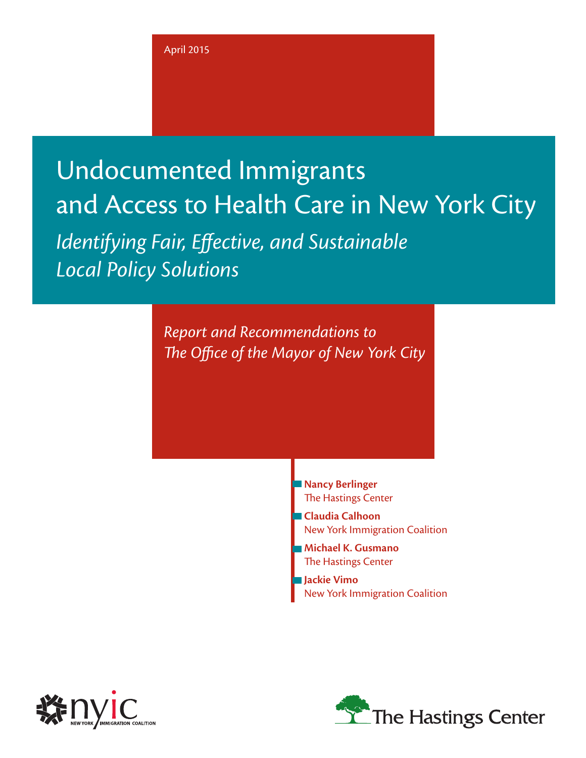April 2015

# Undocumented Immigrants and Access to Health Care in New York City

## *Identifying Fair, Effective, and Sustainable Local Policy Solutions*

*Report and Recommendations to The Office of the Mayor of New York City*

**Nancy Berlinger**
The Hastings Center

**Claudia Calhoon**
New York Immigration Coalition

**Michael K. Gusmano**
The Hastings Center

**Jackie Vimo**
New York Immigration Coalition

nyic NEW YORK IMMIGRATION COALITION

The Hastings Center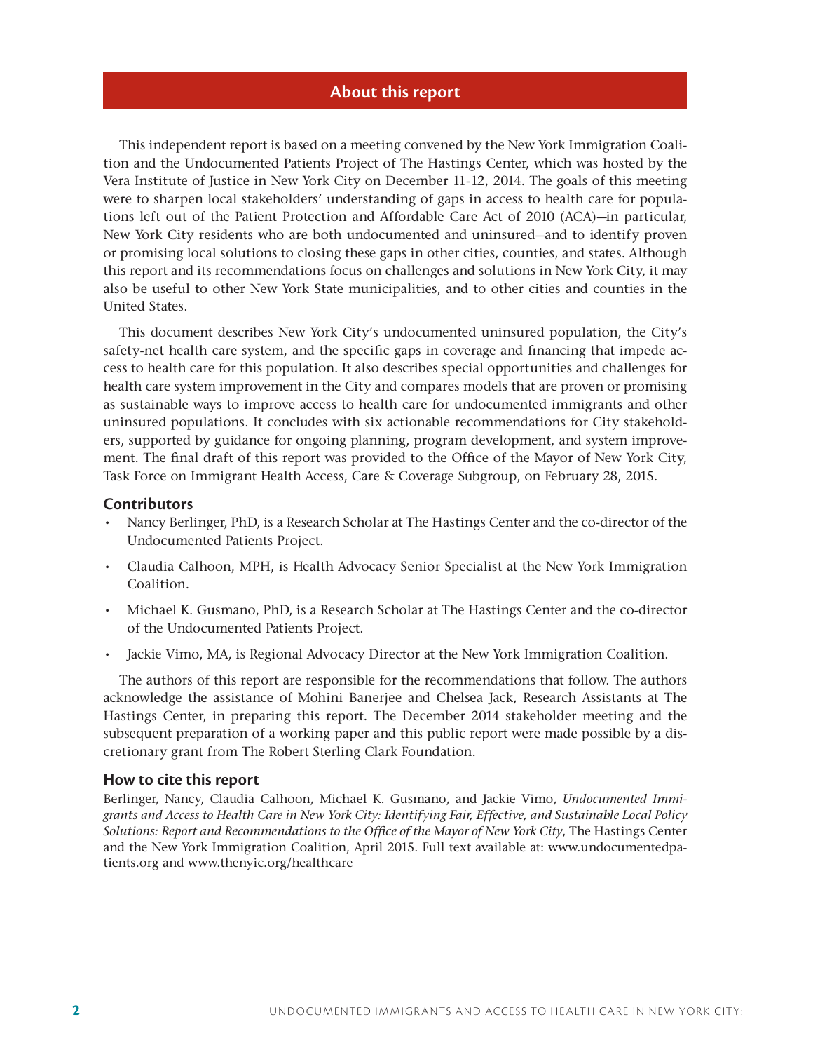## About this report

This independent report is based on a meeting convened by the New York Immigration Coalition and the Undocumented Patients Project of The Hastings Center, which was hosted by the Vera Institute of Justice in New York City on December 11-12, 2014. The goals of this meeting were to sharpen local stakeholders' understanding of gaps in access to health care for populations left out of the Patient Protection and Affordable Care Act of 2010 (ACA)—in particular, New York City residents who are both undocumented and uninsured—and to identify proven or promising local solutions to closing these gaps in other cities, counties, and states. Although this report and its recommendations focus on challenges and solutions in New York City, it may also be useful to other New York State municipalities, and to other cities and counties in the United States.

This document describes New York City's undocumented uninsured population, the City's safety-net health care system, and the specific gaps in coverage and financing that impede access to health care for this population. It also describes special opportunities and challenges for health care system improvement in the City and compares models that are proven or promising as sustainable ways to improve access to health care for undocumented immigrants and other uninsured populations. It concludes with six actionable recommendations for City stakeholders, supported by guidance for ongoing planning, program development, and system improvement. The final draft of this report was provided to the Office of the Mayor of New York City, Task Force on Immigrant Health Access, Care & Coverage Subgroup, on February 28, 2015.

### Contributors

- Nancy Berlinger, PhD, is a Research Scholar at The Hastings Center and the co-director of the Undocumented Patients Project.
- Claudia Calhoon, MPH, is Health Advocacy Senior Specialist at the New York Immigration Coalition.
- Michael K. Gusmano, PhD, is a Research Scholar at The Hastings Center and the co-director of the Undocumented Patients Project.
- Jackie Vimo, MA, is Regional Advocacy Director at the New York Immigration Coalition.

The authors of this report are responsible for the recommendations that follow. The authors acknowledge the assistance of Mohini Banerjee and Chelsea Jack, Research Assistants at The Hastings Center, in preparing this report. The December 2014 stakeholder meeting and the subsequent preparation of a working paper and this public report were made possible by a discretionary grant from The Robert Sterling Clark Foundation.

### How to cite this report

Berlinger, Nancy, Claudia Calhoon, Michael K. Gusmano, and Jackie Vimo, *Undocumented Immigrants and Access to Health Care in New York City: Identifying Fair, Effective, and Sustainable Local Policy Solutions: Report and Recommendations to the Office of the Mayor of New York City*, The Hastings Center and the New York Immigration Coalition, April 2015. Full text available at: www.undocumentedpatients.org and www.thenyic.org/healthcare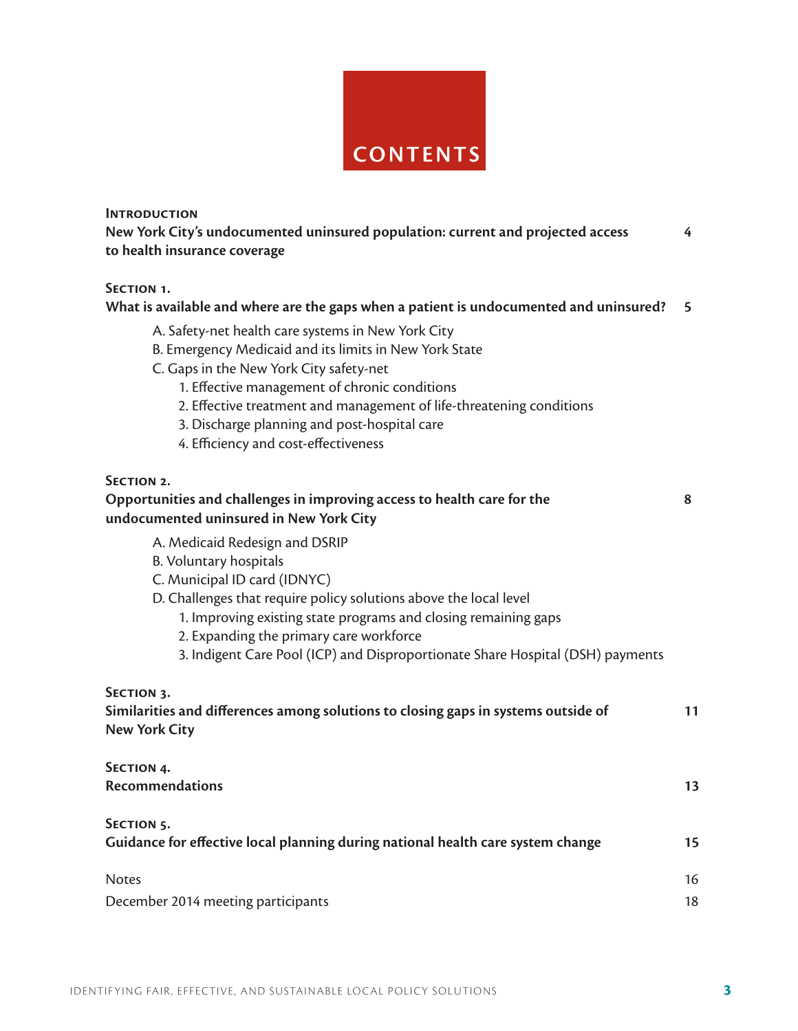# CONTENTS

**Introduction**
**New York City's undocumented uninsured population: current and projected access to health insurance coverage** — 4

**Section 1.**
**What is available and where are the gaps when a patient is undocumented and uninsured?** — 5

- A. Safety-net health care systems in New York City
- B. Emergency Medicaid and its limits in New York State
- C. Gaps in the New York City safety-net
  1. Effective management of chronic conditions
  2. Effective treatment and management of life-threatening conditions
  3. Discharge planning and post-hospital care
  4. Efficiency and cost-effectiveness

**Section 2.**
**Opportunities and challenges in improving access to health care for the undocumented uninsured in New York City** — 8

- A. Medicaid Redesign and DSRIP
- B. Voluntary hospitals
- C. Municipal ID card (IDNYC)
- D. Challenges that require policy solutions above the local level
  1. Improving existing state programs and closing remaining gaps
  2. Expanding the primary care workforce
  3. Indigent Care Pool (ICP) and Disproportionate Share Hospital (DSH) payments

**Section 3.**
**Similarities and differences among solutions to closing gaps in systems outside of New York City** — 11

**Section 4.**
**Recommendations** — 13

**Section 5.**
**Guidance for effective local planning during national health care system change** — 15

Notes — 16

December 2014 meeting participants — 18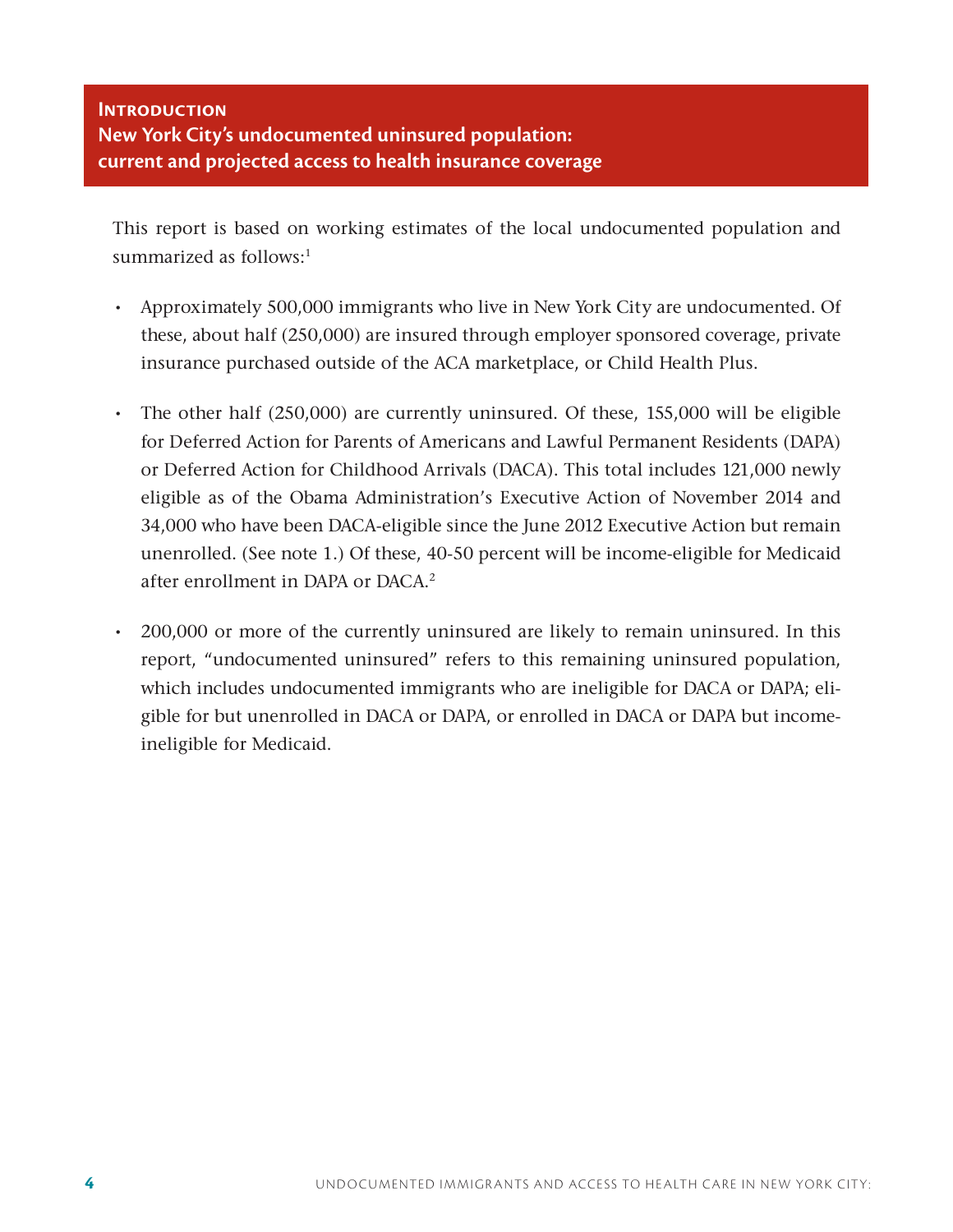## Introduction
## New York City's undocumented uninsured population: current and projected access to health insurance coverage

This report is based on working estimates of the local undocumented population and summarized as follows:[1]

- Approximately 500,000 immigrants who live in New York City are undocumented. Of these, about half (250,000) are insured through employer sponsored coverage, private insurance purchased outside of the ACA marketplace, or Child Health Plus.
- The other half (250,000) are currently uninsured. Of these, 155,000 will be eligible for Deferred Action for Parents of Americans and Lawful Permanent Residents (DAPA) or Deferred Action for Childhood Arrivals (DACA). This total includes 121,000 newly eligible as of the Obama Administration's Executive Action of November 2014 and 34,000 who have been DACA-eligible since the June 2012 Executive Action but remain unenrolled. (See note 1.) Of these, 40-50 percent will be income-eligible for Medicaid after enrollment in DAPA or DACA.[2]
- 200,000 or more of the currently uninsured are likely to remain uninsured. In this report, "undocumented uninsured" refers to this remaining uninsured population, which includes undocumented immigrants who are ineligible for DACA or DAPA; eligible for but unenrolled in DACA or DAPA, or enrolled in DACA or DAPA but income-ineligible for Medicaid.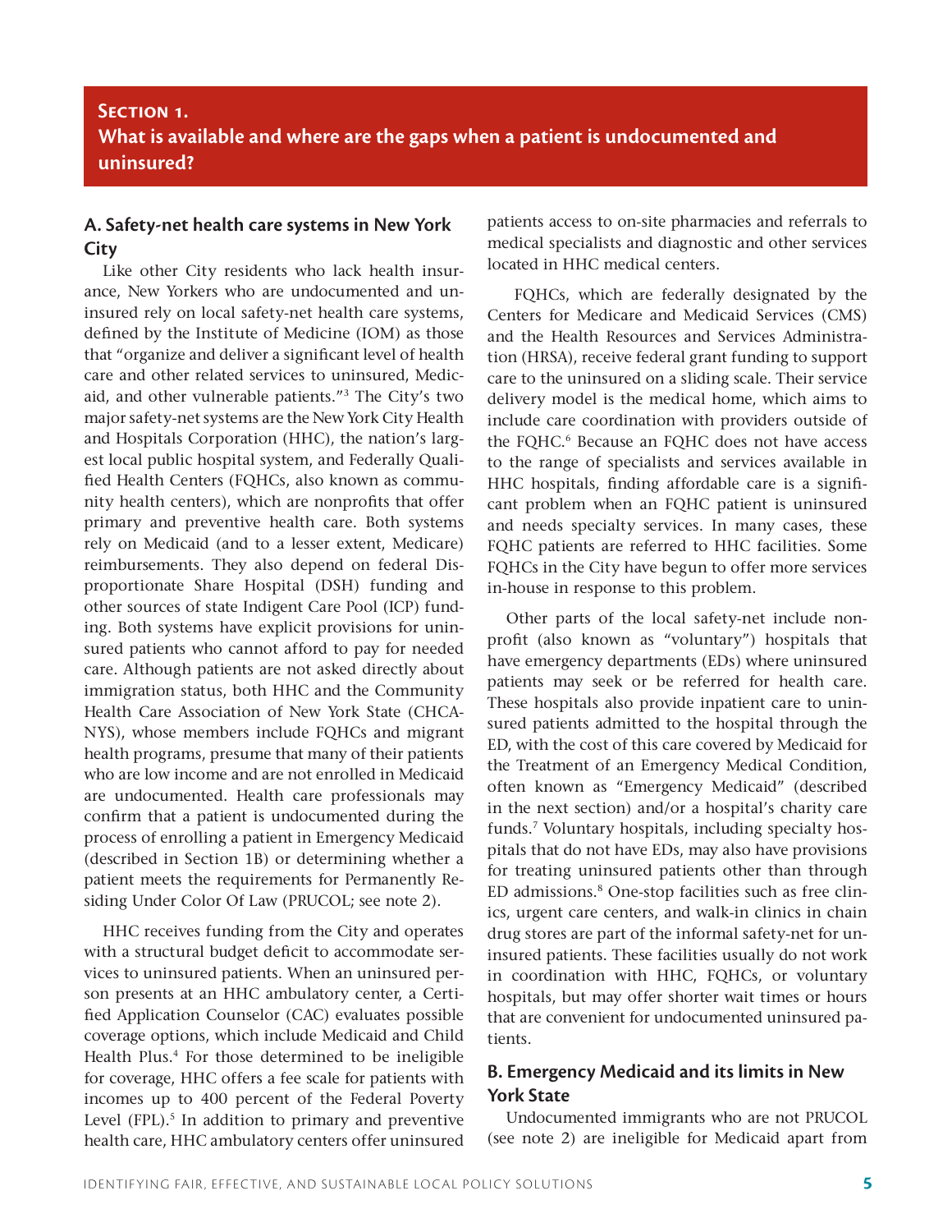## Section 1.
## What is available and where are the gaps when a patient is undocumented and uninsured?

### A. Safety-net health care systems in New York City

Like other City residents who lack health insurance, New Yorkers who are undocumented and uninsured rely on local safety-net health care systems, defined by the Institute of Medicine (IOM) as those that "organize and deliver a significant level of health care and other related services to uninsured, Medicaid, and other vulnerable patients."[3] The City's two major safety-net systems are the New York City Health and Hospitals Corporation (HHC), the nation's largest local public hospital system, and Federally Qualified Health Centers (FQHCs, also known as community health centers), which are nonprofits that offer primary and preventive health care. Both systems rely on Medicaid (and to a lesser extent, Medicare) reimbursements. They also depend on federal Disproportionate Share Hospital (DSH) funding and other sources of state Indigent Care Pool (ICP) funding. Both systems have explicit provisions for uninsured patients who cannot afford to pay for needed care. Although patients are not asked directly about immigration status, both HHC and the Community Health Care Association of New York State (CHCANYS), whose members include FQHCs and migrant health programs, presume that many of their patients who are low income and are not enrolled in Medicaid are undocumented. Health care professionals may confirm that a patient is undocumented during the process of enrolling a patient in Emergency Medicaid (described in Section 1B) or determining whether a patient meets the requirements for Permanently Residing Under Color Of Law (PRUCOL; see note 2).

HHC receives funding from the City and operates with a structural budget deficit to accommodate services to uninsured patients. When an uninsured person presents at an HHC ambulatory center, a Certified Application Counselor (CAC) evaluates possible coverage options, which include Medicaid and Child Health Plus.[4] For those determined to be ineligible for coverage, HHC offers a fee scale for patients with incomes up to 400 percent of the Federal Poverty Level (FPL).[5] In addition to primary and preventive health care, HHC ambulatory centers offer uninsured patients access to on-site pharmacies and referrals to medical specialists and diagnostic and other services located in HHC medical centers.

FQHCs, which are federally designated by the Centers for Medicare and Medicaid Services (CMS) and the Health Resources and Services Administration (HRSA), receive federal grant funding to support care to the uninsured on a sliding scale. Their service delivery model is the medical home, which aims to include care coordination with providers outside of the FQHC.[6] Because an FQHC does not have access to the range of specialists and services available in HHC hospitals, finding affordable care is a significant problem when an FQHC patient is uninsured and needs specialty services. In many cases, these FQHC patients are referred to HHC facilities. Some FQHCs in the City have begun to offer more services in-house in response to this problem.

Other parts of the local safety-net include nonprofit (also known as "voluntary") hospitals that have emergency departments (EDs) where uninsured patients may seek or be referred for health care. These hospitals also provide inpatient care to uninsured patients admitted to the hospital through the ED, with the cost of this care covered by Medicaid for the Treatment of an Emergency Medical Condition, often known as "Emergency Medicaid" (described in the next section) and/or a hospital's charity care funds.[7] Voluntary hospitals, including specialty hospitals that do not have EDs, may also have provisions for treating uninsured patients other than through ED admissions.[8] One-stop facilities such as free clinics, urgent care centers, and walk-in clinics in chain drug stores are part of the informal safety-net for uninsured patients. These facilities usually do not work in coordination with HHC, FQHCs, or voluntary hospitals, but may offer shorter wait times or hours that are convenient for undocumented uninsured patients.

### B. Emergency Medicaid and its limits in New York State

Undocumented immigrants who are not PRUCOL (see note 2) are ineligible for Medicaid apart from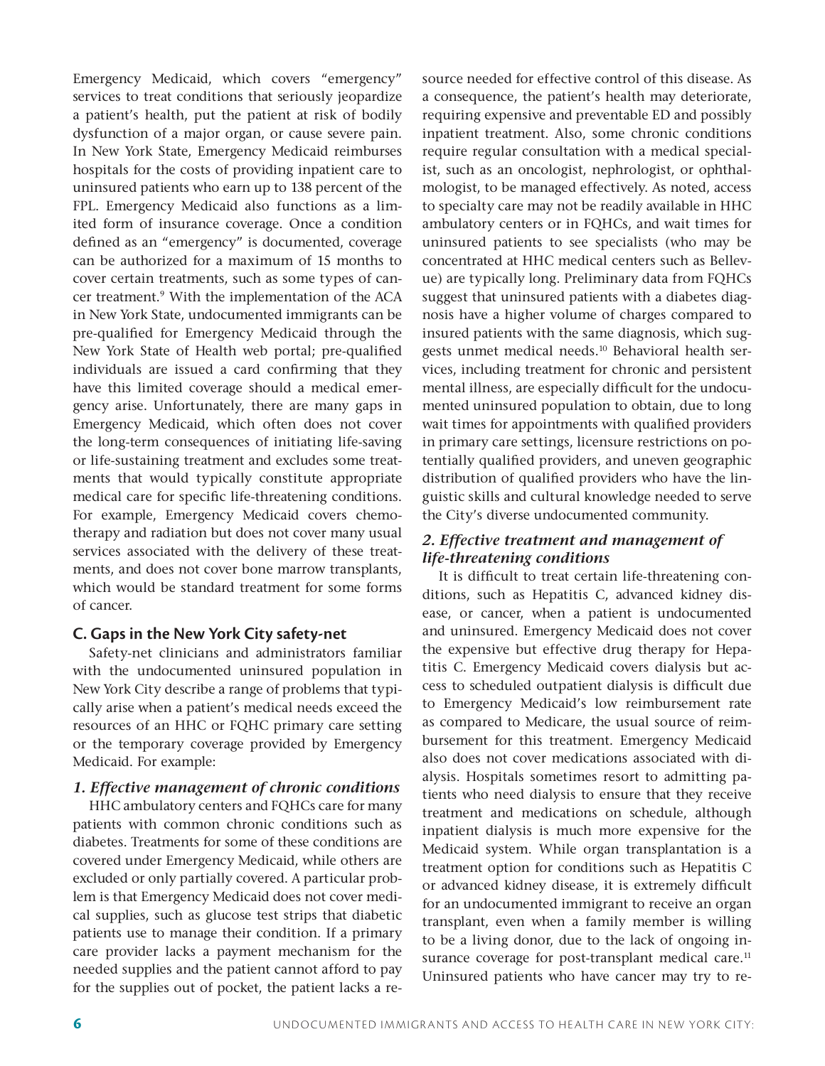Emergency Medicaid, which covers "emergency" services to treat conditions that seriously jeopardize a patient's health, put the patient at risk of bodily dysfunction of a major organ, or cause severe pain. In New York State, Emergency Medicaid reimburses hospitals for the costs of providing inpatient care to uninsured patients who earn up to 138 percent of the FPL. Emergency Medicaid also functions as a limited form of insurance coverage. Once a condition defined as an "emergency" is documented, coverage can be authorized for a maximum of 15 months to cover certain treatments, such as some types of cancer treatment.[9] With the implementation of the ACA in New York State, undocumented immigrants can be pre-qualified for Emergency Medicaid through the New York State of Health web portal; pre-qualified individuals are issued a card confirming that they have this limited coverage should a medical emergency arise. Unfortunately, there are many gaps in Emergency Medicaid, which often does not cover the long-term consequences of initiating life-saving or life-sustaining treatment and excludes some treatments that would typically constitute appropriate medical care for specific life-threatening conditions. For example, Emergency Medicaid covers chemotherapy and radiation but does not cover many usual services associated with the delivery of these treatments, and does not cover bone marrow transplants, which would be standard treatment for some forms of cancer.

### C. Gaps in the New York City safety-net

Safety-net clinicians and administrators familiar with the undocumented uninsured population in New York City describe a range of problems that typically arise when a patient's medical needs exceed the resources of an HHC or FQHC primary care setting or the temporary coverage provided by Emergency Medicaid. For example:

#### *1. Effective management of chronic conditions*

HHC ambulatory centers and FQHCs care for many patients with common chronic conditions such as diabetes. Treatments for some of these conditions are covered under Emergency Medicaid, while others are excluded or only partially covered. A particular problem is that Emergency Medicaid does not cover medical supplies, such as glucose test strips that diabetic patients use to manage their condition. If a primary care provider lacks a payment mechanism for the needed supplies and the patient cannot afford to pay for the supplies out of pocket, the patient lacks a resource needed for effective control of this disease. As a consequence, the patient's health may deteriorate, requiring expensive and preventable ED and possibly inpatient treatment. Also, some chronic conditions require regular consultation with a medical specialist, such as an oncologist, nephrologist, or ophthalmologist, to be managed effectively. As noted, access to specialty care may not be readily available in HHC ambulatory centers or in FQHCs, and wait times for uninsured patients to see specialists (who may be concentrated at HHC medical centers such as Bellevue) are typically long. Preliminary data from FQHCs suggest that uninsured patients with a diabetes diagnosis have a higher volume of charges compared to insured patients with the same diagnosis, which suggests unmet medical needs.[10] Behavioral health services, including treatment for chronic and persistent mental illness, are especially difficult for the undocumented uninsured population to obtain, due to long wait times for appointments with qualified providers in primary care settings, licensure restrictions on potentially qualified providers, and uneven geographic distribution of qualified providers who have the linguistic skills and cultural knowledge needed to serve the City's diverse undocumented community.

#### *2. Effective treatment and management of life-threatening conditions*

It is difficult to treat certain life-threatening conditions, such as Hepatitis C, advanced kidney disease, or cancer, when a patient is undocumented and uninsured. Emergency Medicaid does not cover the expensive but effective drug therapy for Hepatitis C. Emergency Medicaid covers dialysis but access to scheduled outpatient dialysis is difficult due to Emergency Medicaid's low reimbursement rate as compared to Medicare, the usual source of reimbursement for this treatment. Emergency Medicaid also does not cover medications associated with dialysis. Hospitals sometimes resort to admitting patients who need dialysis to ensure that they receive treatment and medications on schedule, although inpatient dialysis is much more expensive for the Medicaid system. While organ transplantation is a treatment option for conditions such as Hepatitis C or advanced kidney disease, it is extremely difficult for an undocumented immigrant to receive an organ transplant, even when a family member is willing to be a living donor, due to the lack of ongoing insurance coverage for post-transplant medical care.[11] Uninsured patients who have cancer may try to re-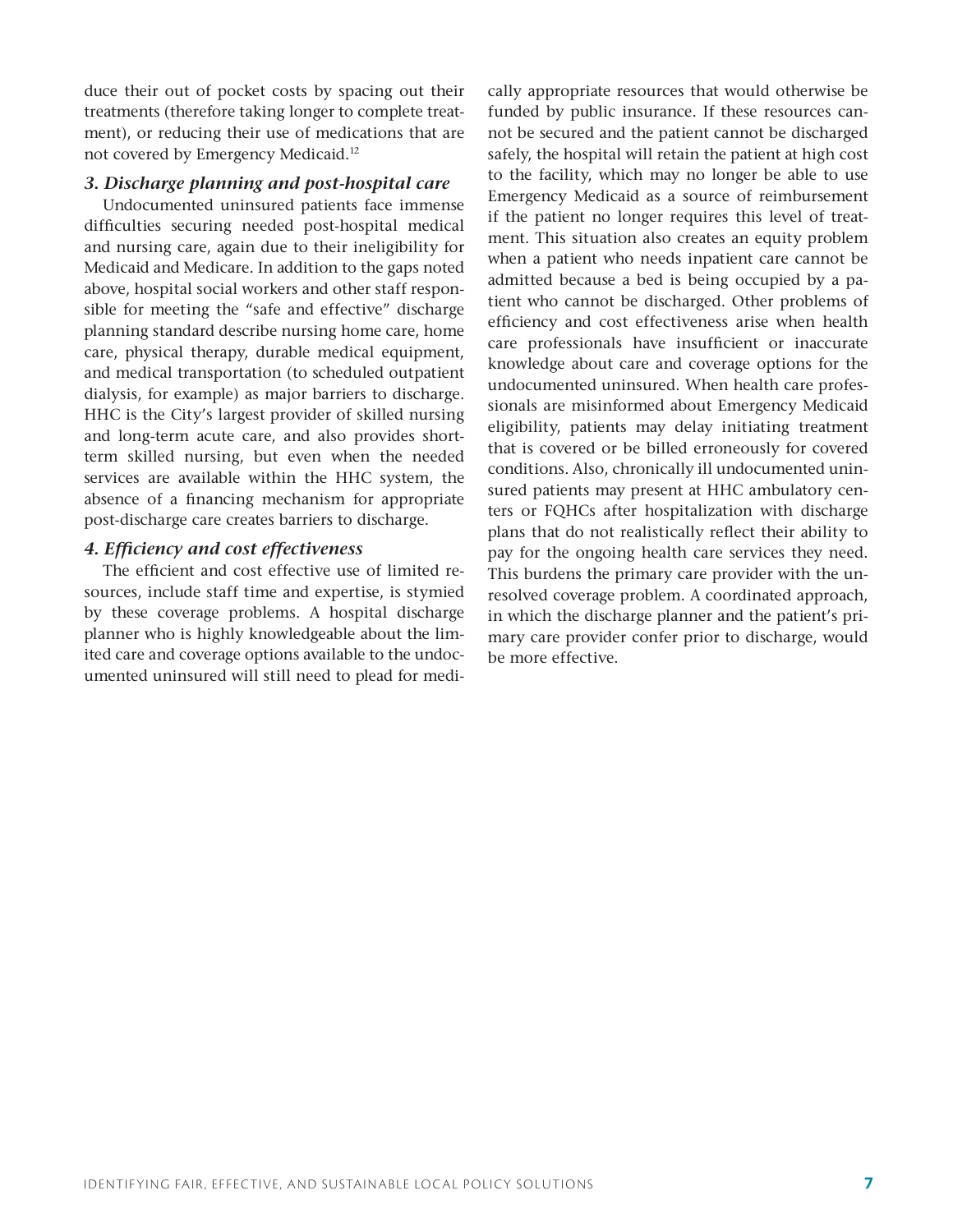duce their out of pocket costs by spacing out their treatments (therefore taking longer to complete treatment), or reducing their use of medications that are not covered by Emergency Medicaid.[12]

### *3. Discharge planning and post-hospital care*

Undocumented uninsured patients face immense difficulties securing needed post-hospital medical and nursing care, again due to their ineligibility for Medicaid and Medicare. In addition to the gaps noted above, hospital social workers and other staff responsible for meeting the "safe and effective" discharge planning standard describe nursing home care, home care, physical therapy, durable medical equipment, and medical transportation (to scheduled outpatient dialysis, for example) as major barriers to discharge. HHC is the City's largest provider of skilled nursing and long-term acute care, and also provides short-term skilled nursing, but even when the needed services are available within the HHC system, the absence of a financing mechanism for appropriate post-discharge care creates barriers to discharge.

### *4. Efficiency and cost effectiveness*

The efficient and cost effective use of limited resources, include staff time and expertise, is stymied by these coverage problems. A hospital discharge planner who is highly knowledgeable about the limited care and coverage options available to the undocumented uninsured will still need to plead for medically appropriate resources that would otherwise be funded by public insurance. If these resources cannot be secured and the patient cannot be discharged safely, the hospital will retain the patient at high cost to the facility, which may no longer be able to use Emergency Medicaid as a source of reimbursement if the patient no longer requires this level of treatment. This situation also creates an equity problem when a patient who needs inpatient care cannot be admitted because a bed is being occupied by a patient who cannot be discharged. Other problems of efficiency and cost effectiveness arise when health care professionals have insufficient or inaccurate knowledge about care and coverage options for the undocumented uninsured. When health care professionals are misinformed about Emergency Medicaid eligibility, patients may delay initiating treatment that is covered or be billed erroneously for covered conditions. Also, chronically ill undocumented uninsured patients may present at HHC ambulatory centers or FQHCs after hospitalization with discharge plans that do not realistically reflect their ability to pay for the ongoing health care services they need. This burdens the primary care provider with the unresolved coverage problem. A coordinated approach, in which the discharge planner and the patient's primary care provider confer prior to discharge, would be more effective.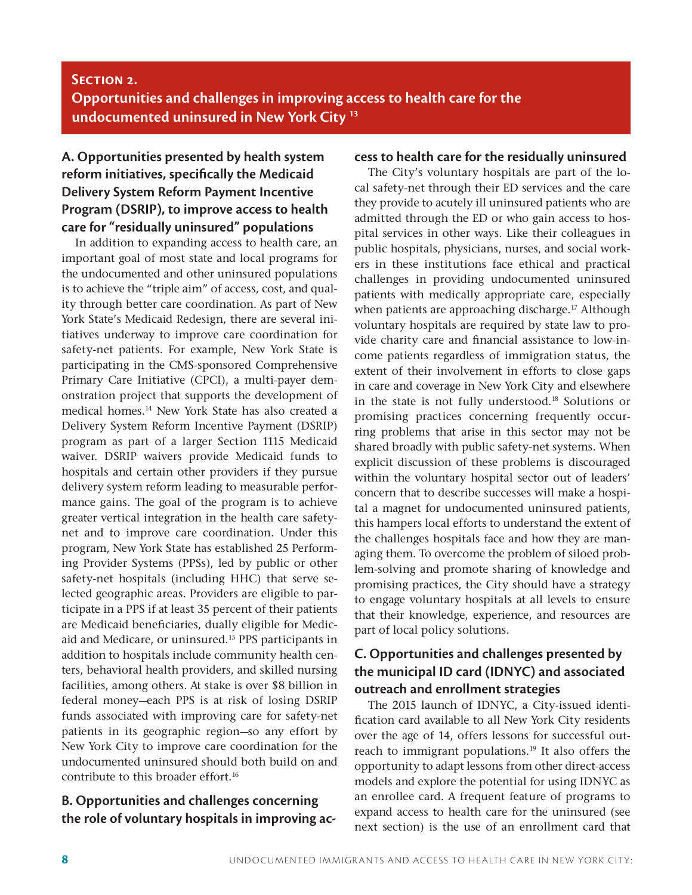## Section 2.

## Opportunities and challenges in improving access to health care for the undocumented uninsured in New York City [13]

### A. Opportunities presented by health system reform initiatives, specifically the Medicaid Delivery System Reform Payment Incentive Program (DSRIP), to improve access to health care for "residually uninsured" populations

In addition to expanding access to health care, an important goal of most state and local programs for the undocumented and other uninsured populations is to achieve the "triple aim" of access, cost, and quality through better care coordination. As part of New York State's Medicaid Redesign, there are several initiatives underway to improve care coordination for safety-net patients. For example, New York State is participating in the CMS-sponsored Comprehensive Primary Care Initiative (CPCI), a multi-payer demonstration project that supports the development of medical homes.[14] New York State has also created a Delivery System Reform Incentive Payment (DSRIP) program as part of a larger Section 1115 Medicaid waiver. DSRIP waivers provide Medicaid funds to hospitals and certain other providers if they pursue delivery system reform leading to measurable performance gains. The goal of the program is to achieve greater vertical integration in the health care safety-net and to improve care coordination. Under this program, New York State has established 25 Performing Provider Systems (PPSs), led by public or other safety-net hospitals (including HHC) that serve selected geographic areas. Providers are eligible to participate in a PPS if at least 35 percent of their patients are Medicaid beneficiaries, dually eligible for Medicaid and Medicare, or uninsured.[15] PPS participants in addition to hospitals include community health centers, behavioral health providers, and skilled nursing facilities, among others. At stake is over $8 billion in federal money—each PPS is at risk of losing DSRIP funds associated with improving care for safety-net patients in its geographic region—so any effort by New York City to improve care coordination for the undocumented uninsured should both build on and contribute to this broader effort.[16]

### B. Opportunities and challenges concerning the role of voluntary hospitals in improving access to health care for the residually uninsured

The City's voluntary hospitals are part of the local safety-net through their ED services and the care they provide to acutely ill uninsured patients who are admitted through the ED or who gain access to hospital services in other ways. Like their colleagues in public hospitals, physicians, nurses, and social workers in these institutions face ethical and practical challenges in providing undocumented uninsured patients with medically appropriate care, especially when patients are approaching discharge.[17] Although voluntary hospitals are required by state law to provide charity care and financial assistance to low-income patients regardless of immigration status, the extent of their involvement in efforts to close gaps in care and coverage in New York City and elsewhere in the state is not fully understood.[18] Solutions or promising practices concerning frequently occurring problems that arise in this sector may not be shared broadly with public safety-net systems. When explicit discussion of these problems is discouraged within the voluntary hospital sector out of leaders' concern that to describe successes will make a hospital a magnet for undocumented uninsured patients, this hampers local efforts to understand the extent of the challenges hospitals face and how they are managing them. To overcome the problem of siloed problem-solving and promote sharing of knowledge and promising practices, the City should have a strategy to engage voluntary hospitals at all levels to ensure that their knowledge, experience, and resources are part of local policy solutions.

### C. Opportunities and challenges presented by the municipal ID card (IDNYC) and associated outreach and enrollment strategies

The 2015 launch of IDNYC, a City-issued identification card available to all New York City residents over the age of 14, offers lessons for successful outreach to immigrant populations.[19] It also offers the opportunity to adapt lessons from other direct-access models and explore the potential for using IDNYC as an enrollee card. A frequent feature of programs to expand access to health care for the uninsured (see next section) is the use of an enrollment card that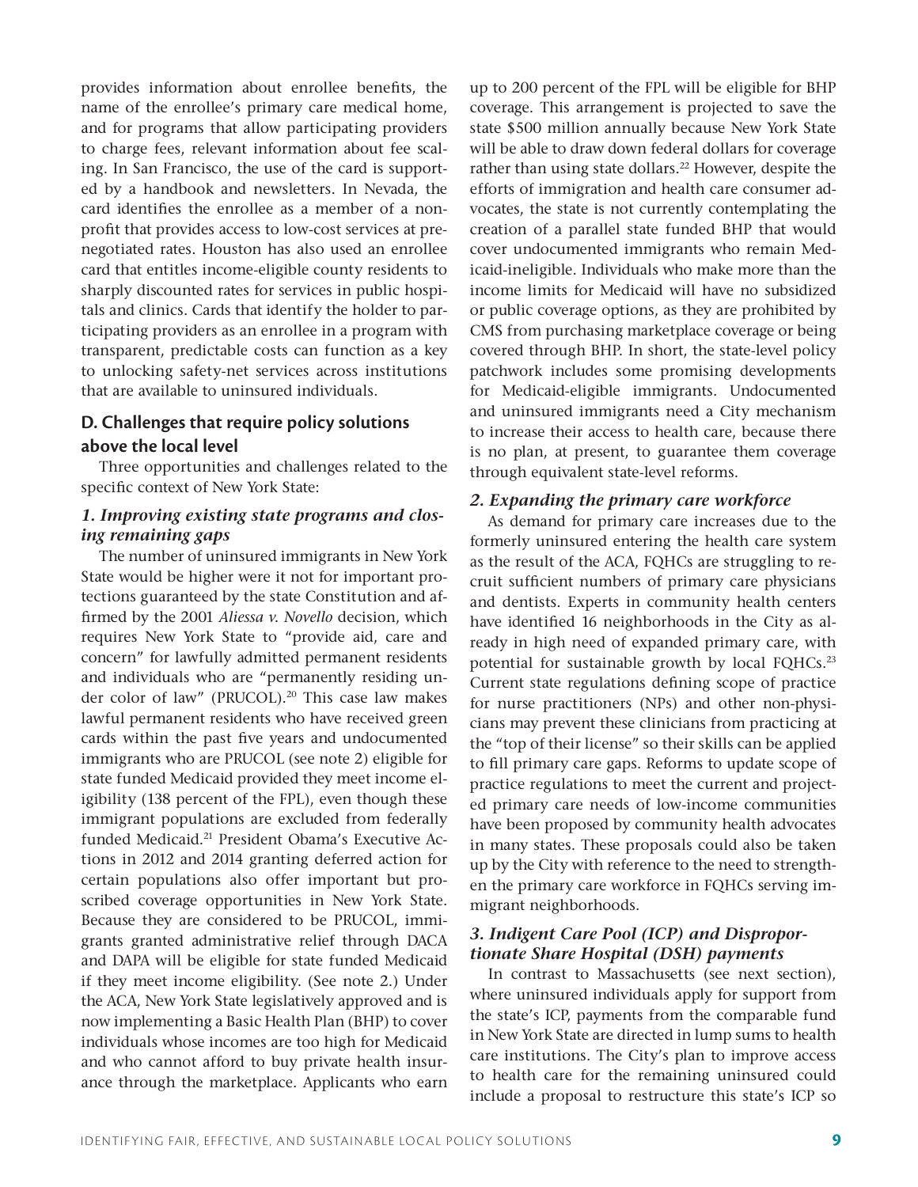provides information about enrollee benefits, the name of the enrollee's primary care medical home, and for programs that allow participating providers to charge fees, relevant information about fee scaling. In San Francisco, the use of the card is supported by a handbook and newsletters. In Nevada, the card identifies the enrollee as a member of a nonprofit that provides access to low-cost services at prenegotiated rates. Houston has also used an enrollee card that entitles income-eligible county residents to sharply discounted rates for services in public hospitals and clinics. Cards that identify the holder to participating providers as an enrollee in a program with transparent, predictable costs can function as a key to unlocking safety-net services across institutions that are available to uninsured individuals.

## D. Challenges that require policy solutions above the local level

Three opportunities and challenges related to the specific context of New York State:

### *1. Improving existing state programs and closing remaining gaps*

The number of uninsured immigrants in New York State would be higher were it not for important protections guaranteed by the state Constitution and affirmed by the 2001 *Aliessa v. Novello* decision, which requires New York State to "provide aid, care and concern" for lawfully admitted permanent residents and individuals who are "permanently residing under color of law" (PRUCOL).[20] This case law makes lawful permanent residents who have received green cards within the past five years and undocumented immigrants who are PRUCOL (see note 2) eligible for state funded Medicaid provided they meet income eligibility (138 percent of the FPL), even though these immigrant populations are excluded from federally funded Medicaid.[21] President Obama's Executive Actions in 2012 and 2014 granting deferred action for certain populations also offer important but proscribed coverage opportunities in New York State. Because they are considered to be PRUCOL, immigrants granted administrative relief through DACA and DAPA will be eligible for state funded Medicaid if they meet income eligibility. (See note 2.) Under the ACA, New York State legislatively approved and is now implementing a Basic Health Plan (BHP) to cover individuals whose incomes are too high for Medicaid and who cannot afford to buy private health insurance through the marketplace. Applicants who earn up to 200 percent of the FPL will be eligible for BHP coverage. This arrangement is projected to save the state $500 million annually because New York State will be able to draw down federal dollars for coverage rather than using state dollars.[22] However, despite the efforts of immigration and health care consumer advocates, the state is not currently contemplating the creation of a parallel state funded BHP that would cover undocumented immigrants who remain Medicaid-ineligible. Individuals who make more than the income limits for Medicaid will have no subsidized or public coverage options, as they are prohibited by CMS from purchasing marketplace coverage or being covered through BHP. In short, the state-level policy patchwork includes some promising developments for Medicaid-eligible immigrants. Undocumented and uninsured immigrants need a City mechanism to increase their access to health care, because there is no plan, at present, to guarantee them coverage through equivalent state-level reforms.

### *2. Expanding the primary care workforce*

As demand for primary care increases due to the formerly uninsured entering the health care system as the result of the ACA, FQHCs are struggling to recruit sufficient numbers of primary care physicians and dentists. Experts in community health centers have identified 16 neighborhoods in the City as already in high need of expanded primary care, with potential for sustainable growth by local FQHCs.[23] Current state regulations defining scope of practice for nurse practitioners (NPs) and other non-physicians may prevent these clinicians from practicing at the "top of their license" so their skills can be applied to fill primary care gaps. Reforms to update scope of practice regulations to meet the current and projected primary care needs of low-income communities have been proposed by community health advocates in many states. These proposals could also be taken up by the City with reference to the need to strengthen the primary care workforce in FQHCs serving immigrant neighborhoods.

### *3. Indigent Care Pool (ICP) and Disproportionate Share Hospital (DSH) payments*

In contrast to Massachusetts (see next section), where uninsured individuals apply for support from the state's ICP, payments from the comparable fund in New York State are directed in lump sums to health care institutions. The City's plan to improve access to health care for the remaining uninsured could include a proposal to restructure this state's ICP so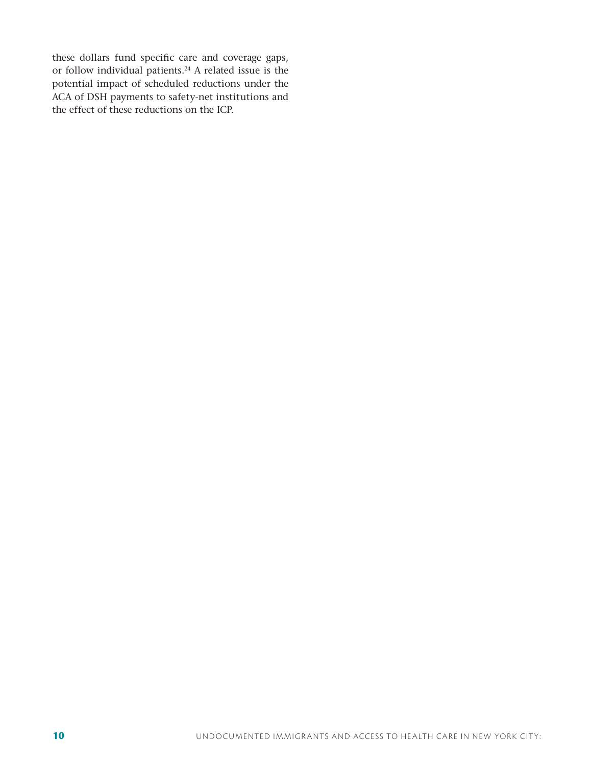these dollars fund specific care and coverage gaps, or follow individual patients.[24] A related issue is the potential impact of scheduled reductions under the ACA of DSH payments to safety-net institutions and the effect of these reductions on the ICP.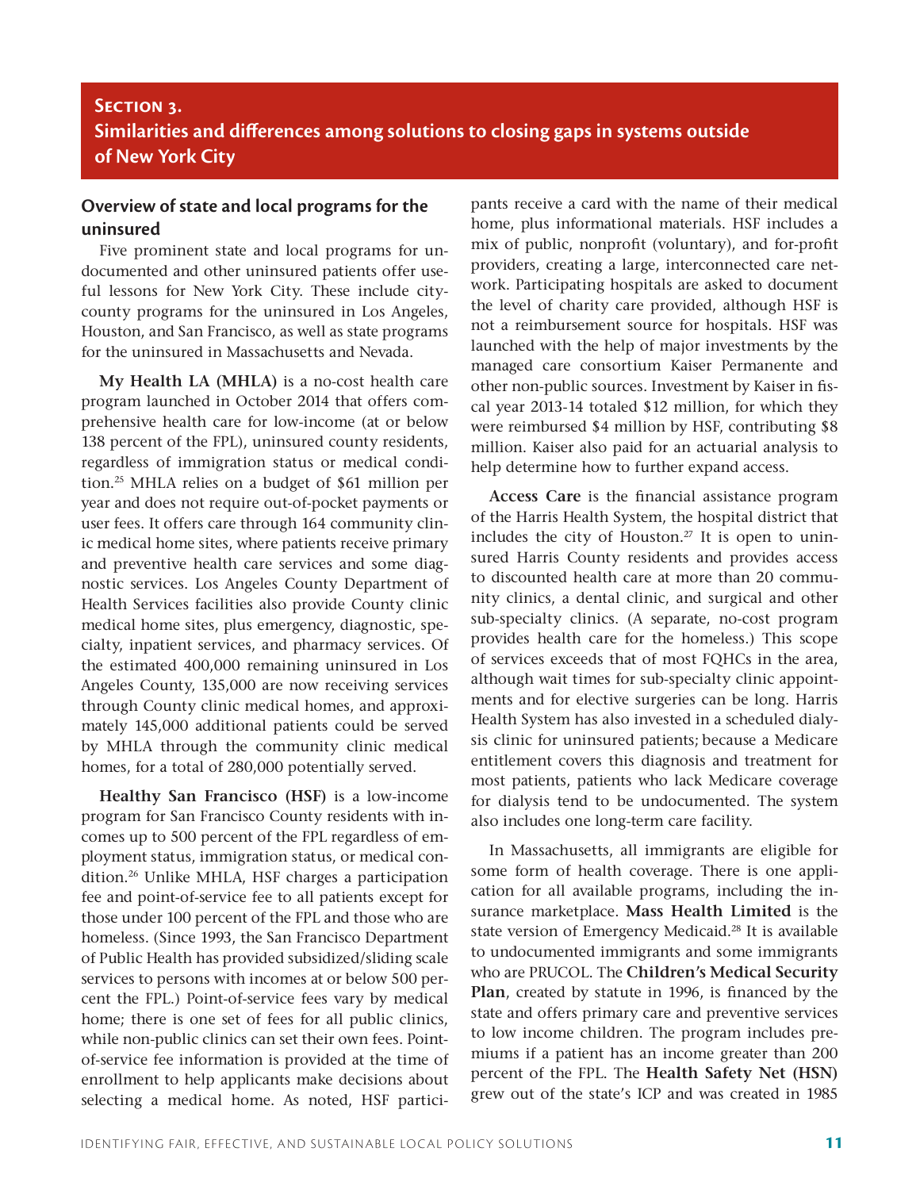## Section 3. Similarities and differences among solutions to closing gaps in systems outside of New York City

### Overview of state and local programs for the uninsured

Five prominent state and local programs for undocumented and other uninsured patients offer useful lessons for New York City. These include city-county programs for the uninsured in Los Angeles, Houston, and San Francisco, as well as state programs for the uninsured in Massachusetts and Nevada.

**My Health LA (MHLA)** is a no-cost health care program launched in October 2014 that offers comprehensive health care for low-income (at or below 138 percent of the FPL), uninsured county residents, regardless of immigration status or medical condition.[25] MHLA relies on a budget of $61 million per year and does not require out-of-pocket payments or user fees. It offers care through 164 community clinic medical home sites, where patients receive primary and preventive health care services and some diagnostic services. Los Angeles County Department of Health Services facilities also provide County clinic medical home sites, plus emergency, diagnostic, specialty, inpatient services, and pharmacy services. Of the estimated 400,000 remaining uninsured in Los Angeles County, 135,000 are now receiving services through County clinic medical homes, and approximately 145,000 additional patients could be served by MHLA through the community clinic medical homes, for a total of 280,000 potentially served.

**Healthy San Francisco (HSF)** is a low-income program for San Francisco County residents with incomes up to 500 percent of the FPL regardless of employment status, immigration status, or medical condition.[26] Unlike MHLA, HSF charges a participation fee and point-of-service fee to all patients except for those under 100 percent of the FPL and those who are homeless. (Since 1993, the San Francisco Department of Public Health has provided subsidized/sliding scale services to persons with incomes at or below 500 percent the FPL.) Point-of-service fees vary by medical home; there is one set of fees for all public clinics, while non-public clinics can set their own fees. Point-of-service fee information is provided at the time of enrollment to help applicants make decisions about selecting a medical home. As noted, HSF participants receive a card with the name of their medical home, plus informational materials. HSF includes a mix of public, nonprofit (voluntary), and for-profit providers, creating a large, interconnected care network. Participating hospitals are asked to document the level of charity care provided, although HSF is not a reimbursement source for hospitals. HSF was launched with the help of major investments by the managed care consortium Kaiser Permanente and other non-public sources. Investment by Kaiser in fiscal year 2013-14 totaled $12 million, for which they were reimbursed $4 million by HSF, contributing $8 million. Kaiser also paid for an actuarial analysis to help determine how to further expand access.

**Access Care** is the financial assistance program of the Harris Health System, the hospital district that includes the city of Houston.[27] It is open to uninsured Harris County residents and provides access to discounted health care at more than 20 community clinics, a dental clinic, and surgical and other sub-specialty clinics. (A separate, no-cost program provides health care for the homeless.) This scope of services exceeds that of most FQHCs in the area, although wait times for sub-specialty clinic appointments and for elective surgeries can be long. Harris Health System has also invested in a scheduled dialysis clinic for uninsured patients; because a Medicare entitlement covers this diagnosis and treatment for most patients, patients who lack Medicare coverage for dialysis tend to be undocumented. The system also includes one long-term care facility.

In Massachusetts, all immigrants are eligible for some form of health coverage. There is one application for all available programs, including the insurance marketplace. **Mass Health Limited** is the state version of Emergency Medicaid.[28] It is available to undocumented immigrants and some immigrants who are PRUCOL. The **Children's Medical Security Plan**, created by statute in 1996, is financed by the state and offers primary care and preventive services to low income children. The program includes premiums if a patient has an income greater than 200 percent of the FPL. The **Health Safety Net (HSN)** grew out of the state's ICP and was created in 1985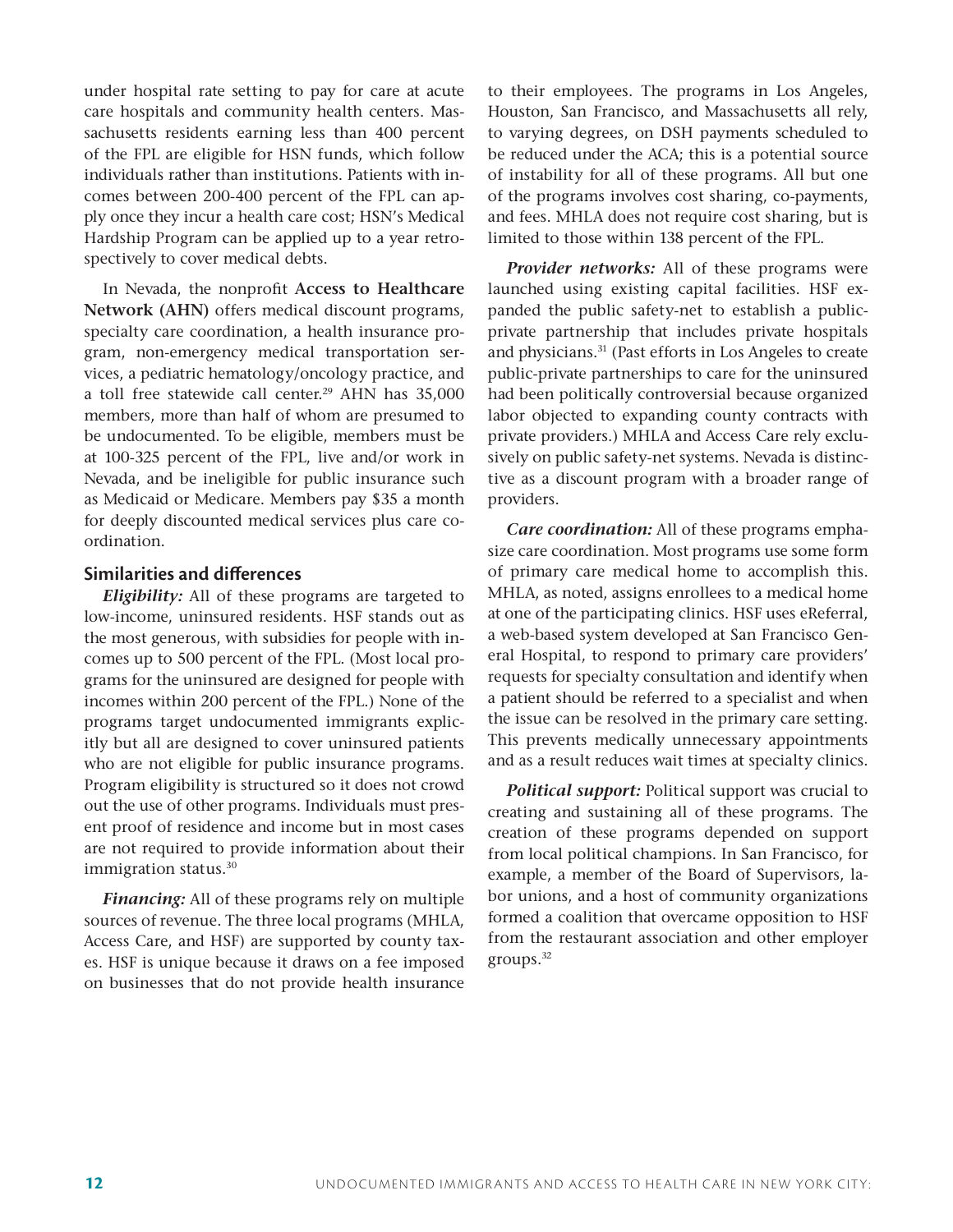under hospital rate setting to pay for care at acute care hospitals and community health centers. Massachusetts residents earning less than 400 percent of the FPL are eligible for HSN funds, which follow individuals rather than institutions. Patients with incomes between 200-400 percent of the FPL can apply once they incur a health care cost; HSN's Medical Hardship Program can be applied up to a year retrospectively to cover medical debts.

In Nevada, the nonprofit **Access to Healthcare Network (AHN)** offers medical discount programs, specialty care coordination, a health insurance program, non-emergency medical transportation services, a pediatric hematology/oncology practice, and a toll free statewide call center.[29] AHN has 35,000 members, more than half of whom are presumed to be undocumented. To be eligible, members must be at 100-325 percent of the FPL, live and/or work in Nevada, and be ineligible for public insurance such as Medicaid or Medicare. Members pay $35 a month for deeply discounted medical services plus care coordination.

### Similarities and differences

***Eligibility:*** All of these programs are targeted to low-income, uninsured residents. HSF stands out as the most generous, with subsidies for people with incomes up to 500 percent of the FPL. (Most local programs for the uninsured are designed for people with incomes within 200 percent of the FPL.) None of the programs target undocumented immigrants explicitly but all are designed to cover uninsured patients who are not eligible for public insurance programs. Program eligibility is structured so it does not crowd out the use of other programs. Individuals must present proof of residence and income but in most cases are not required to provide information about their immigration status.[30]

***Financing:*** All of these programs rely on multiple sources of revenue. The three local programs (MHLA, Access Care, and HSF) are supported by county taxes. HSF is unique because it draws on a fee imposed on businesses that do not provide health insurance to their employees. The programs in Los Angeles, Houston, San Francisco, and Massachusetts all rely, to varying degrees, on DSH payments scheduled to be reduced under the ACA; this is a potential source of instability for all of these programs. All but one of the programs involves cost sharing, co-payments, and fees. MHLA does not require cost sharing, but is limited to those within 138 percent of the FPL.

***Provider networks:*** All of these programs were launched using existing capital facilities. HSF expanded the public safety-net to establish a public-private partnership that includes private hospitals and physicians.[31] (Past efforts in Los Angeles to create public-private partnerships to care for the uninsured had been politically controversial because organized labor objected to expanding county contracts with private providers.) MHLA and Access Care rely exclusively on public safety-net systems. Nevada is distinctive as a discount program with a broader range of providers.

***Care coordination:*** All of these programs emphasize care coordination. Most programs use some form of primary care medical home to accomplish this. MHLA, as noted, assigns enrollees to a medical home at one of the participating clinics. HSF uses eReferral, a web-based system developed at San Francisco General Hospital, to respond to primary care providers' requests for specialty consultation and identify when a patient should be referred to a specialist and when the issue can be resolved in the primary care setting. This prevents medically unnecessary appointments and as a result reduces wait times at specialty clinics.

***Political support:*** Political support was crucial to creating and sustaining all of these programs. The creation of these programs depended on support from local political champions. In San Francisco, for example, a member of the Board of Supervisors, labor unions, and a host of community organizations formed a coalition that overcame opposition to HSF from the restaurant association and other employer groups.[32]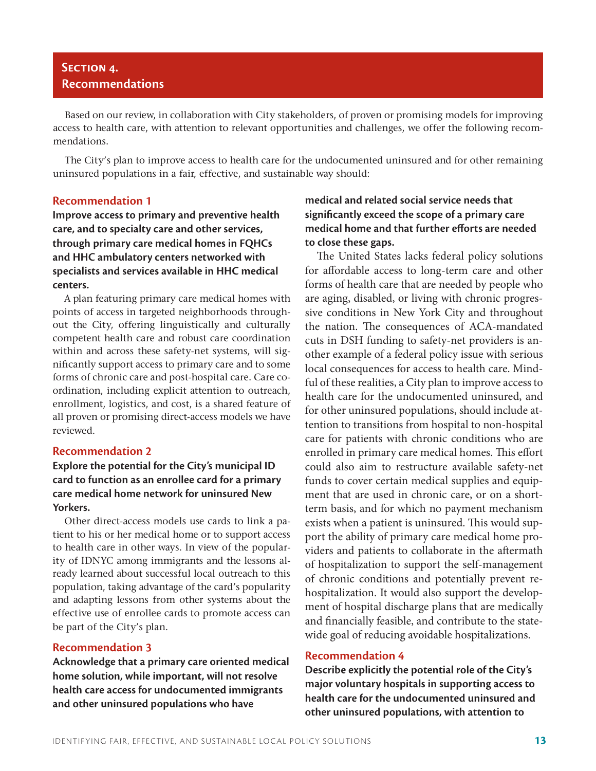## Section 4. Recommendations

Based on our review, in collaboration with City stakeholders, of proven or promising models for improving access to health care, with attention to relevant opportunities and challenges, we offer the following recommendations.

The City's plan to improve access to health care for the undocumented uninsured and for other remaining uninsured populations in a fair, effective, and sustainable way should:

### Recommendation 1

**Improve access to primary and preventive health care, and to specialty care and other services, through primary care medical homes in FQHCs and HHC ambulatory centers networked with specialists and services available in HHC medical centers.**

A plan featuring primary care medical homes with points of access in targeted neighborhoods throughout the City, offering linguistically and culturally competent health care and robust care coordination within and across these safety-net systems, will significantly support access to primary care and to some forms of chronic care and post-hospital care. Care coordination, including explicit attention to outreach, enrollment, logistics, and cost, is a shared feature of all proven or promising direct-access models we have reviewed.

### Recommendation 2

**Explore the potential for the City's municipal ID card to function as an enrollee card for a primary care medical home network for uninsured New Yorkers.**

Other direct-access models use cards to link a patient to his or her medical home or to support access to health care in other ways. In view of the popularity of IDNYC among immigrants and the lessons already learned about successful local outreach to this population, taking advantage of the card's popularity and adapting lessons from other systems about the effective use of enrollee cards to promote access can be part of the City's plan.

### Recommendation 3

**Acknowledge that a primary care oriented medical home solution, while important, will not resolve health care access for undocumented immigrants and other uninsured populations who have medical and related social service needs that significantly exceed the scope of a primary care medical home and that further efforts are needed to close these gaps.**

The United States lacks federal policy solutions for affordable access to long-term care and other forms of health care that are needed by people who are aging, disabled, or living with chronic progressive conditions in New York City and throughout the nation. The consequences of ACA-mandated cuts in DSH funding to safety-net providers is another example of a federal policy issue with serious local consequences for access to health care. Mindful of these realities, a City plan to improve access to health care for the undocumented uninsured, and for other uninsured populations, should include attention to transitions from hospital to non-hospital care for patients with chronic conditions who are enrolled in primary care medical homes. This effort could also aim to restructure available safety-net funds to cover certain medical supplies and equipment that are used in chronic care, or on a short-term basis, and for which no payment mechanism exists when a patient is uninsured. This would support the ability of primary care medical home providers and patients to collaborate in the aftermath of hospitalization to support the self-management of chronic conditions and potentially prevent rehospitalization. It would also support the development of hospital discharge plans that are medically and financially feasible, and contribute to the statewide goal of reducing avoidable hospitalizations.

### Recommendation 4

**Describe explicitly the potential role of the City's major voluntary hospitals in supporting access to health care for the undocumented uninsured and other uninsured populations, with attention to**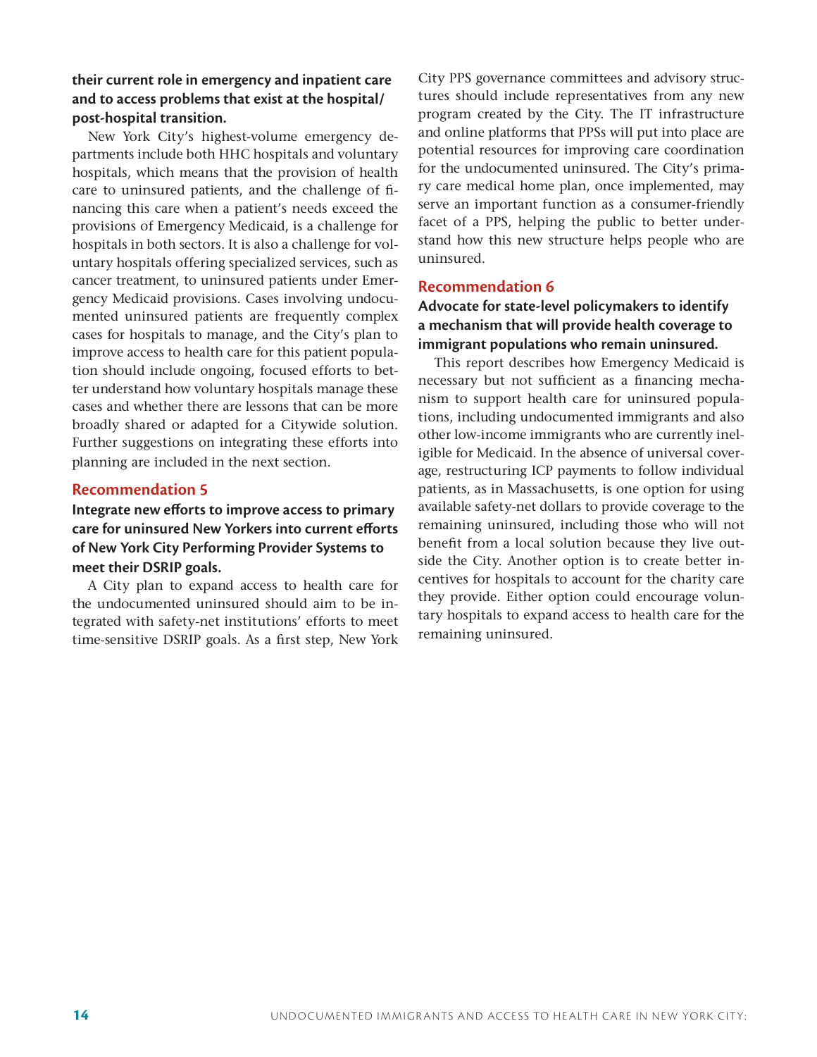**their current role in emergency and inpatient care and to access problems that exist at the hospital/post-hospital transition.**

New York City's highest-volume emergency departments include both HHC hospitals and voluntary hospitals, which means that the provision of health care to uninsured patients, and the challenge of financing this care when a patient's needs exceed the provisions of Emergency Medicaid, is a challenge for hospitals in both sectors. It is also a challenge for voluntary hospitals offering specialized services, such as cancer treatment, to uninsured patients under Emergency Medicaid provisions. Cases involving undocumented uninsured patients are frequently complex cases for hospitals to manage, and the City's plan to improve access to health care for this patient population should include ongoing, focused efforts to better understand how voluntary hospitals manage these cases and whether there are lessons that can be more broadly shared or adapted for a Citywide solution. Further suggestions on integrating these efforts into planning are included in the next section.

### Recommendation 5

**Integrate new efforts to improve access to primary care for uninsured New Yorkers into current efforts of New York City Performing Provider Systems to meet their DSRIP goals.**

A City plan to expand access to health care for the undocumented uninsured should aim to be integrated with safety-net institutions' efforts to meet time-sensitive DSRIP goals. As a first step, New York City PPS governance committees and advisory structures should include representatives from any new program created by the City. The IT infrastructure and online platforms that PPSs will put into place are potential resources for improving care coordination for the undocumented uninsured. The City's primary care medical home plan, once implemented, may serve an important function as a consumer-friendly facet of a PPS, helping the public to better understand how this new structure helps people who are uninsured.

### Recommendation 6

**Advocate for state-level policymakers to identify a mechanism that will provide health coverage to immigrant populations who remain uninsured.**

This report describes how Emergency Medicaid is necessary but not sufficient as a financing mechanism to support health care for uninsured populations, including undocumented immigrants and also other low-income immigrants who are currently ineligible for Medicaid. In the absence of universal coverage, restructuring ICP payments to follow individual patients, as in Massachusetts, is one option for using available safety-net dollars to provide coverage to the remaining uninsured, including those who will not benefit from a local solution because they live outside the City. Another option is to create better incentives for hospitals to account for the charity care they provide. Either option could encourage voluntary hospitals to expand access to health care for the remaining uninsured.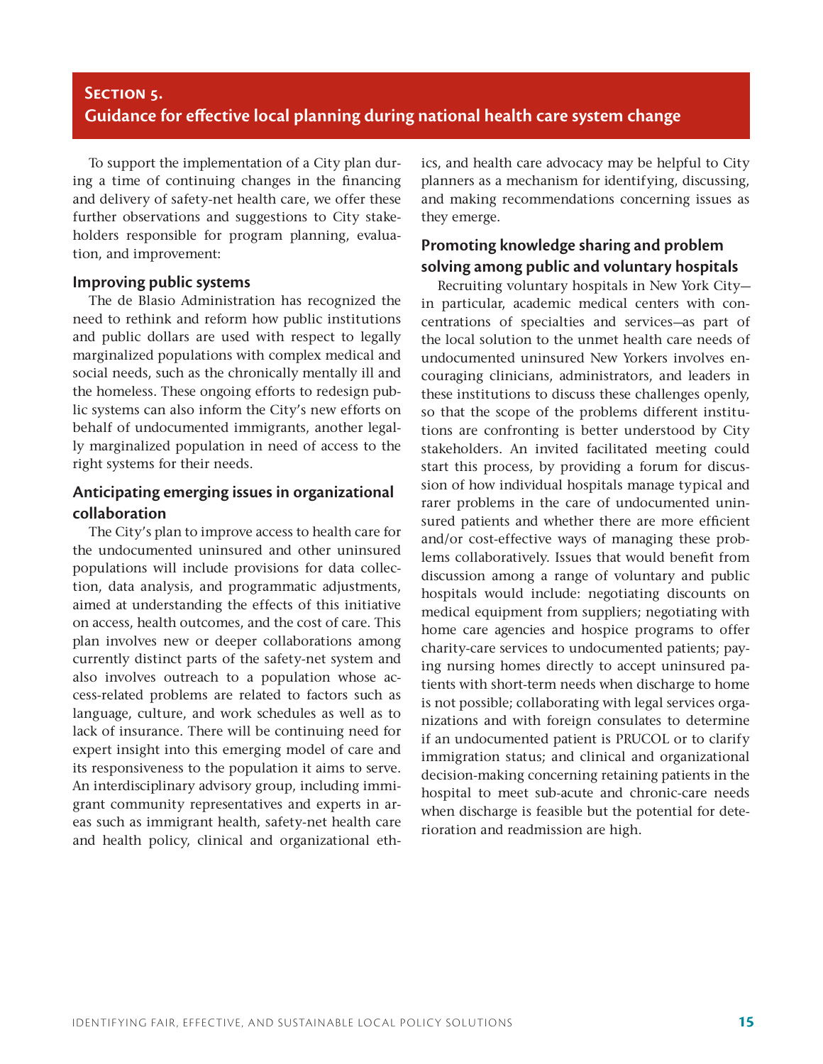## Section 5.
## Guidance for effective local planning during national health care system change

To support the implementation of a City plan during a time of continuing changes in the financing and delivery of safety-net health care, we offer these further observations and suggestions to City stakeholders responsible for program planning, evaluation, and improvement:

### Improving public systems

The de Blasio Administration has recognized the need to rethink and reform how public institutions and public dollars are used with respect to legally marginalized populations with complex medical and social needs, such as the chronically mentally ill and the homeless. These ongoing efforts to redesign public systems can also inform the City's new efforts on behalf of undocumented immigrants, another legally marginalized population in need of access to the right systems for their needs.

### Anticipating emerging issues in organizational collaboration

The City's plan to improve access to health care for the undocumented uninsured and other uninsured populations will include provisions for data collection, data analysis, and programmatic adjustments, aimed at understanding the effects of this initiative on access, health outcomes, and the cost of care. This plan involves new or deeper collaborations among currently distinct parts of the safety-net system and also involves outreach to a population whose access-related problems are related to factors such as language, culture, and work schedules as well as to lack of insurance. There will be continuing need for expert insight into this emerging model of care and its responsiveness to the population it aims to serve. An interdisciplinary advisory group, including immigrant community representatives and experts in areas such as immigrant health, safety-net health care and health policy, clinical and organizational ethics, and health care advocacy may be helpful to City planners as a mechanism for identifying, discussing, and making recommendations concerning issues as they emerge.

### Promoting knowledge sharing and problem solving among public and voluntary hospitals

Recruiting voluntary hospitals in New York City—in particular, academic medical centers with concentrations of specialties and services—as part of the local solution to the unmet health care needs of undocumented uninsured New Yorkers involves encouraging clinicians, administrators, and leaders in these institutions to discuss these challenges openly, so that the scope of the problems different institutions are confronting is better understood by City stakeholders. An invited facilitated meeting could start this process, by providing a forum for discussion of how individual hospitals manage typical and rarer problems in the care of undocumented uninsured patients and whether there are more efficient and/or cost-effective ways of managing these problems collaboratively. Issues that would benefit from discussion among a range of voluntary and public hospitals would include: negotiating discounts on medical equipment from suppliers; negotiating with home care agencies and hospice programs to offer charity-care services to undocumented patients; paying nursing homes directly to accept uninsured patients with short-term needs when discharge to home is not possible; collaborating with legal services organizations and with foreign consulates to determine if an undocumented patient is PRUCOL or to clarify immigration status; and clinical and organizational decision-making concerning retaining patients in the hospital to meet sub-acute and chronic-care needs when discharge is feasible but the potential for deterioration and readmission are high.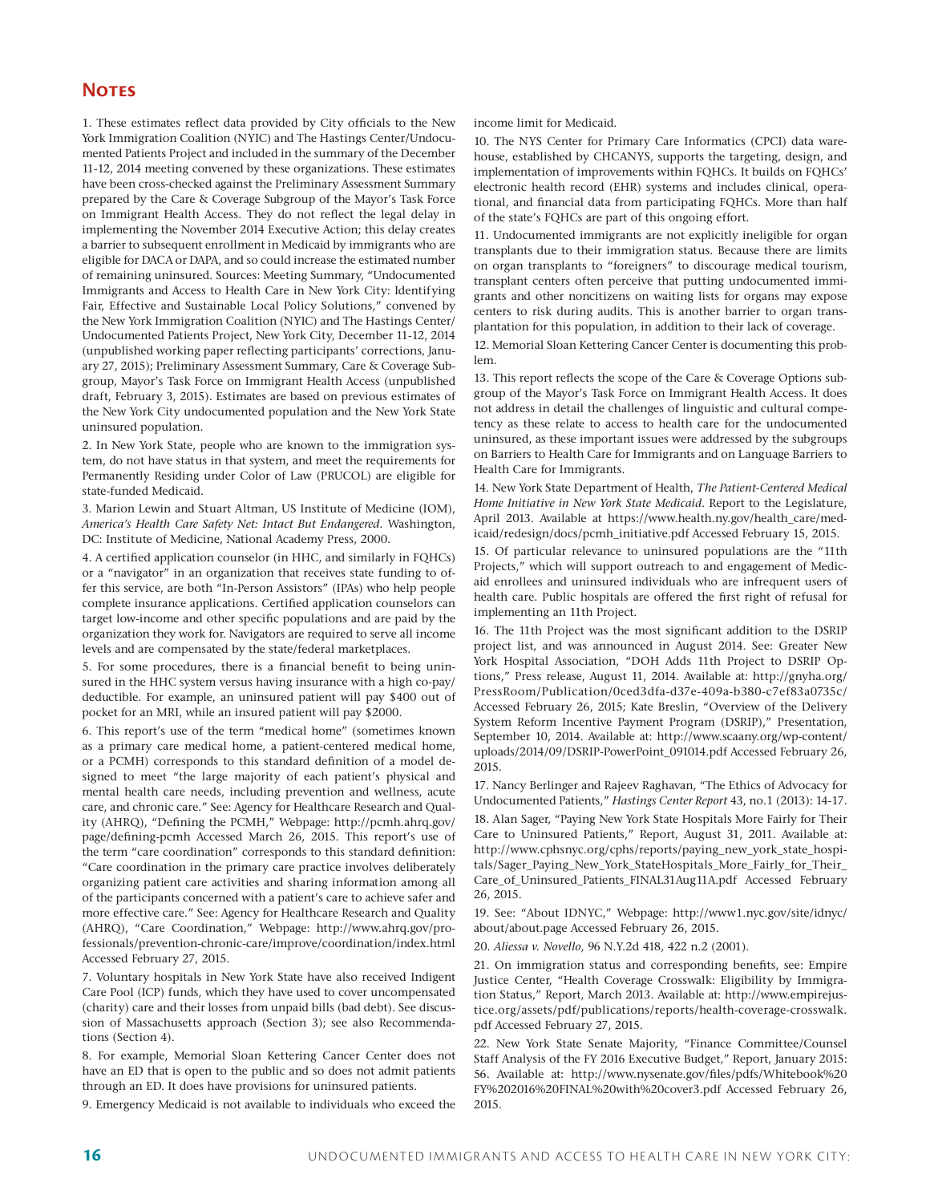## Notes

1. These estimates reflect data provided by City officials to the New York Immigration Coalition (NYIC) and The Hastings Center/Undocumented Patients Project and included in the summary of the December 11-12, 2014 meeting convened by these organizations. These estimates have been cross-checked against the Preliminary Assessment Summary prepared by the Care & Coverage Subgroup of the Mayor's Task Force on Immigrant Health Access. They do not reflect the legal delay in implementing the November 2014 Executive Action; this delay creates a barrier to subsequent enrollment in Medicaid by immigrants who are eligible for DACA or DAPA, and so could increase the estimated number of remaining uninsured. Sources: Meeting Summary, "Undocumented Immigrants and Access to Health Care in New York City: Identifying Fair, Effective and Sustainable Local Policy Solutions," convened by the New York Immigration Coalition (NYIC) and The Hastings Center/Undocumented Patients Project, New York City, December 11-12, 2014 (unpublished working paper reflecting participants' corrections, January 27, 2015); Preliminary Assessment Summary, Care & Coverage Subgroup, Mayor's Task Force on Immigrant Health Access (unpublished draft, February 3, 2015). Estimates are based on previous estimates of the New York City undocumented population and the New York State uninsured population.

2. In New York State, people who are known to the immigration system, do not have status in that system, and meet the requirements for Permanently Residing under Color of Law (PRUCOL) are eligible for state-funded Medicaid.

3. Marion Lewin and Stuart Altman, US Institute of Medicine (IOM), *America's Health Care Safety Net: Intact But Endangered*. Washington, DC: Institute of Medicine, National Academy Press, 2000.

4. A certified application counselor (in HHC, and similarly in FQHCs) or a "navigator" in an organization that receives state funding to offer this service, are both "In-Person Assistors" (IPAs) who help people complete insurance applications. Certified application counselors can target low-income and other specific populations and are paid by the organization they work for. Navigators are required to serve all income levels and are compensated by the state/federal marketplaces.

5. For some procedures, there is a financial benefit to being uninsured in the HHC system versus having insurance with a high co-pay/deductible. For example, an uninsured patient will pay $400 out of pocket for an MRI, while an insured patient will pay $2000.

6. This report's use of the term "medical home" (sometimes known as a primary care medical home, a patient-centered medical home, or a PCMH) corresponds to this standard definition of a model designed to meet "the large majority of each patient's physical and mental health care needs, including prevention and wellness, acute care, and chronic care." See: Agency for Healthcare Research and Quality (AHRQ), "Defining the PCMH," Webpage: http://pcmh.ahrq.gov/page/defining-pcmh Accessed March 26, 2015. This report's use of the term "care coordination" corresponds to this standard definition: "Care coordination in the primary care practice involves deliberately organizing patient care activities and sharing information among all of the participants concerned with a patient's care to achieve safer and more effective care." See: Agency for Healthcare Research and Quality (AHRQ), "Care Coordination," Webpage: http://www.ahrq.gov/professionals/prevention-chronic-care/improve/coordination/index.html Accessed February 27, 2015.

7. Voluntary hospitals in New York State have also received Indigent Care Pool (ICP) funds, which they have used to cover uncompensated (charity) care and their losses from unpaid bills (bad debt). See discussion of Massachusetts approach (Section 3); see also Recommendations (Section 4).

8. For example, Memorial Sloan Kettering Cancer Center does not have an ED that is open to the public and so does not admit patients through an ED. It does have provisions for uninsured patients.

9. Emergency Medicaid is not available to individuals who exceed the income limit for Medicaid.

10. The NYS Center for Primary Care Informatics (CPCI) data warehouse, established by CHCANYS, supports the targeting, design, and implementation of improvements within FQHCs. It builds on FQHCs' electronic health record (EHR) systems and includes clinical, operational, and financial data from participating FQHCs. More than half of the state's FQHCs are part of this ongoing effort.

11. Undocumented immigrants are not explicitly ineligible for organ transplants due to their immigration status. Because there are limits on organ transplants to "foreigners" to discourage medical tourism, transplant centers often perceive that putting undocumented immigrants and other noncitizens on waiting lists for organs may expose centers to risk during audits. This is another barrier to organ transplantation for this population, in addition to their lack of coverage.

12. Memorial Sloan Kettering Cancer Center is documenting this problem.

13. This report reflects the scope of the Care & Coverage Options subgroup of the Mayor's Task Force on Immigrant Health Access. It does not address in detail the challenges of linguistic and cultural competency as these relate to access to health care for the undocumented uninsured, as these important issues were addressed by the subgroups on Barriers to Health Care for Immigrants and on Language Barriers to Health Care for Immigrants.

14. New York State Department of Health, *The Patient-Centered Medical Home Initiative in New York State Medicaid*. Report to the Legislature, April 2013. Available at https://www.health.ny.gov/health_care/medicaid/redesign/docs/pcmh_initiative.pdf Accessed February 15, 2015.

15. Of particular relevance to uninsured populations are the "11th Projects," which will support outreach to and engagement of Medicaid enrollees and uninsured individuals who are infrequent users of health care. Public hospitals are offered the first right of refusal for implementing an 11th Project.

16. The 11th Project was the most significant addition to the DSRIP project list, and was announced in August 2014. See: Greater New York Hospital Association, "DOH Adds 11th Project to DSRIP Options," Press release, August 11, 2014. Available at: http://gnyha.org/PressRoom/Publication/0ced3dfa-d37e-409a-b380-c7ef83a0735c/ Accessed February 26, 2015; Kate Breslin, "Overview of the Delivery System Reform Incentive Payment Program (DSRIP)," Presentation, September 10, 2014. Available at: http://www.scaany.org/wp-content/uploads/2014/09/DSRIP-PowerPoint_091014.pdf Accessed February 26, 2015.

17. Nancy Berlinger and Rajeev Raghavan, "The Ethics of Advocacy for Undocumented Patients," *Hastings Center Report* 43, no.1 (2013): 14-17.

18. Alan Sager, "Paying New York State Hospitals More Fairly for Their Care to Uninsured Patients," Report, August 31, 2011. Available at: http://www.cphsnyc.org/cphs/reports/paying_new_york_state_hospitals/Sager_Paying_New_York_StateHospitals_More_Fairly_for_Their_Care_of_Uninsured_Patients_FINAL31Aug11A.pdf Accessed February 26, 2015.

19. See: "About IDNYC," Webpage: http://www1.nyc.gov/site/idnyc/about/about.page Accessed February 26, 2015.

20. *Aliessa v. Novello*, 96 N.Y.2d 418, 422 n.2 (2001).

21. On immigration status and corresponding benefits, see: Empire Justice Center, "Health Coverage Crosswalk: Eligibility by Immigration Status," Report, March 2013. Available at: http://www.empirejustice.org/assets/pdf/publications/reports/health-coverage-crosswalk.pdf Accessed February 27, 2015.

22. New York State Senate Majority, "Finance Committee/Counsel Staff Analysis of the FY 2016 Executive Budget," Report, January 2015: 56. Available at: http://www.nysenate.gov/files/pdfs/Whitebook%20FY%202016%20FINAL%20with%20cover3.pdf Accessed February 26, 2015.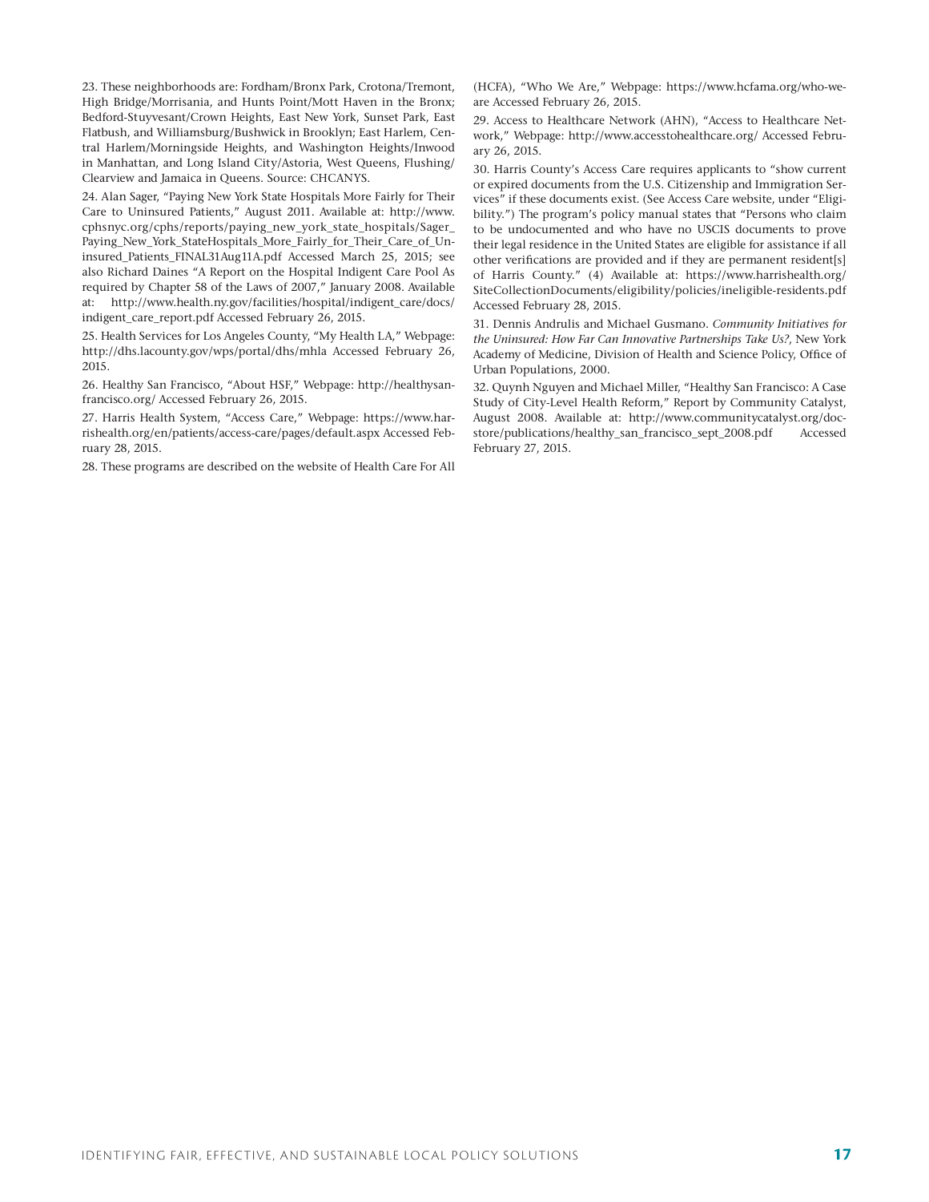23. These neighborhoods are: Fordham/Bronx Park, Crotona/Tremont, High Bridge/Morrisania, and Hunts Point/Mott Haven in the Bronx; Bedford-Stuyvesant/Crown Heights, East New York, Sunset Park, East Flatbush, and Williamsburg/Bushwick in Brooklyn; East Harlem, Central Harlem/Morningside Heights, and Washington Heights/Inwood in Manhattan, and Long Island City/Astoria, West Queens, Flushing/Clearview and Jamaica in Queens. Source: CHCANYS.

24. Alan Sager, "Paying New York State Hospitals More Fairly for Their Care to Uninsured Patients," August 2011. Available at: http://www.cphsnyc.org/cphs/reports/paying_new_york_state_hospitals/Sager_Paying_New_York_StateHospitals_More_Fairly_for_Their_Care_of_Uninsured_Patients_FINAL31Aug11A.pdf Accessed March 25, 2015; see also Richard Daines "A Report on the Hospital Indigent Care Pool As required by Chapter 58 of the Laws of 2007," January 2008. Available at: http://www.health.ny.gov/facilities/hospital/indigent_care/docs/indigent_care_report.pdf Accessed February 26, 2015.

25. Health Services for Los Angeles County, "My Health LA," Webpage: http://dhs.lacounty.gov/wps/portal/dhs/mhla Accessed February 26, 2015.

26. Healthy San Francisco, "About HSF," Webpage: http://healthysanfrancisco.org/ Accessed February 26, 2015.

27. Harris Health System, "Access Care," Webpage: https://www.harrishealth.org/en/patients/access-care/pages/default.aspx Accessed February 28, 2015.

28. These programs are described on the website of Health Care For All (HCFA), "Who We Are," Webpage: https://www.hcfama.org/who-we-are Accessed February 26, 2015.

29. Access to Healthcare Network (AHN), "Access to Healthcare Network," Webpage: http://www.accesstohealthcare.org/ Accessed February 26, 2015.

30. Harris County's Access Care requires applicants to "show current or expired documents from the U.S. Citizenship and Immigration Services" if these documents exist. (See Access Care website, under "Eligibility.") The program's policy manual states that "Persons who claim to be undocumented and who have no USCIS documents to prove their legal residence in the United States are eligible for assistance if all other verifications are provided and if they are permanent resident[s] of Harris County." (4) Available at: https://www.harrishealth.org/SiteCollectionDocuments/eligibility/policies/ineligible-residents.pdf Accessed February 28, 2015.

31. Dennis Andrulis and Michael Gusmano. *Community Initiatives for the Uninsured: How Far Can Innovative Partnerships Take Us?*, New York Academy of Medicine, Division of Health and Science Policy, Office of Urban Populations, 2000.

32. Quynh Nguyen and Michael Miller, "Healthy San Francisco: A Case Study of City-Level Health Reform," Report by Community Catalyst, August 2008. Available at: http://www.communitycatalyst.org/doc-store/publications/healthy_san_francisco_sept_2008.pdf Accessed February 27, 2015.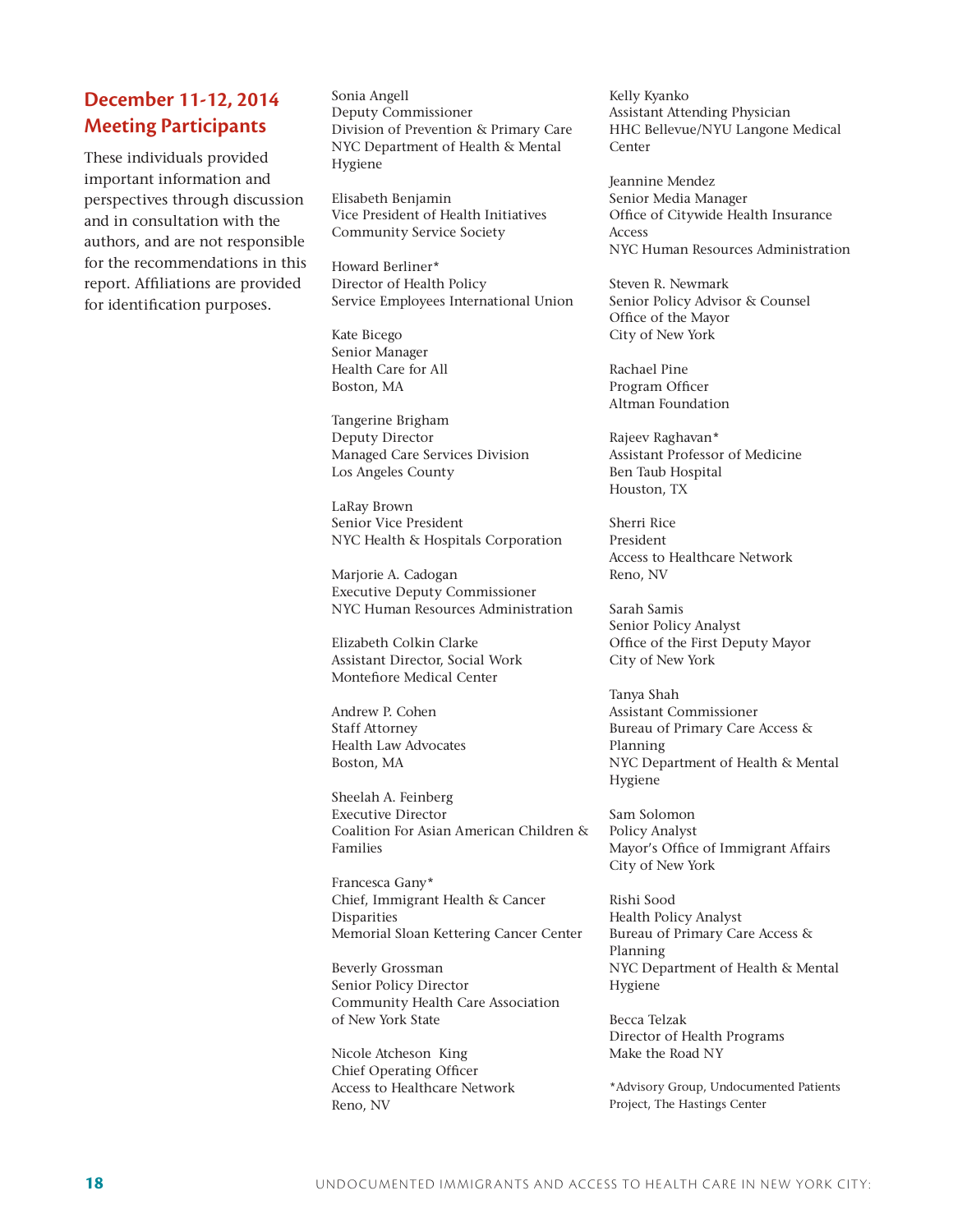## December 11-12, 2014 Meeting Participants

These individuals provided important information and perspectives through discussion and in consultation with the authors, and are not responsible for the recommendations in this report. Affiliations are provided for identification purposes.

Sonia Angell
Deputy Commissioner
Division of Prevention & Primary Care
NYC Department of Health & Mental Hygiene

Elisabeth Benjamin
Vice President of Health Initiatives
Community Service Society

Howard Berliner*
Director of Health Policy
Service Employees International Union

Kate Bicego
Senior Manager
Health Care for All
Boston, MA

Tangerine Brigham
Deputy Director
Managed Care Services Division
Los Angeles County

LaRay Brown
Senior Vice President
NYC Health & Hospitals Corporation

Marjorie A. Cadogan
Executive Deputy Commissioner
NYC Human Resources Administration

Elizabeth Colkin Clarke
Assistant Director, Social Work
Montefiore Medical Center

Andrew P. Cohen
Staff Attorney
Health Law Advocates
Boston, MA

Sheelah A. Feinberg
Executive Director
Coalition For Asian American Children & Families

Francesca Gany*
Chief, Immigrant Health & Cancer Disparities
Memorial Sloan Kettering Cancer Center

Beverly Grossman
Senior Policy Director
Community Health Care Association of New York State

Nicole Atcheson King
Chief Operating Officer
Access to Healthcare Network
Reno, NV

Kelly Kyanko
Assistant Attending Physician
HHC Bellevue/NYU Langone Medical Center

Jeannine Mendez
Senior Media Manager
Office of Citywide Health Insurance Access
NYC Human Resources Administration

Steven R. Newmark
Senior Policy Advisor & Counsel
Office of the Mayor
City of New York

Rachael Pine
Program Officer
Altman Foundation

Rajeev Raghavan*
Assistant Professor of Medicine
Ben Taub Hospital
Houston, TX

Sherri Rice
President
Access to Healthcare Network
Reno, NV

Sarah Samis
Senior Policy Analyst
Office of the First Deputy Mayor
City of New York

Tanya Shah
Assistant Commissioner
Bureau of Primary Care Access & Planning
NYC Department of Health & Mental Hygiene

Sam Solomon
Policy Analyst
Mayor's Office of Immigrant Affairs
City of New York

Rishi Sood
Health Policy Analyst
Bureau of Primary Care Access & Planning
NYC Department of Health & Mental Hygiene

Becca Telzak
Director of Health Programs
Make the Road NY

*Advisory Group, Undocumented Patients Project, The Hastings Center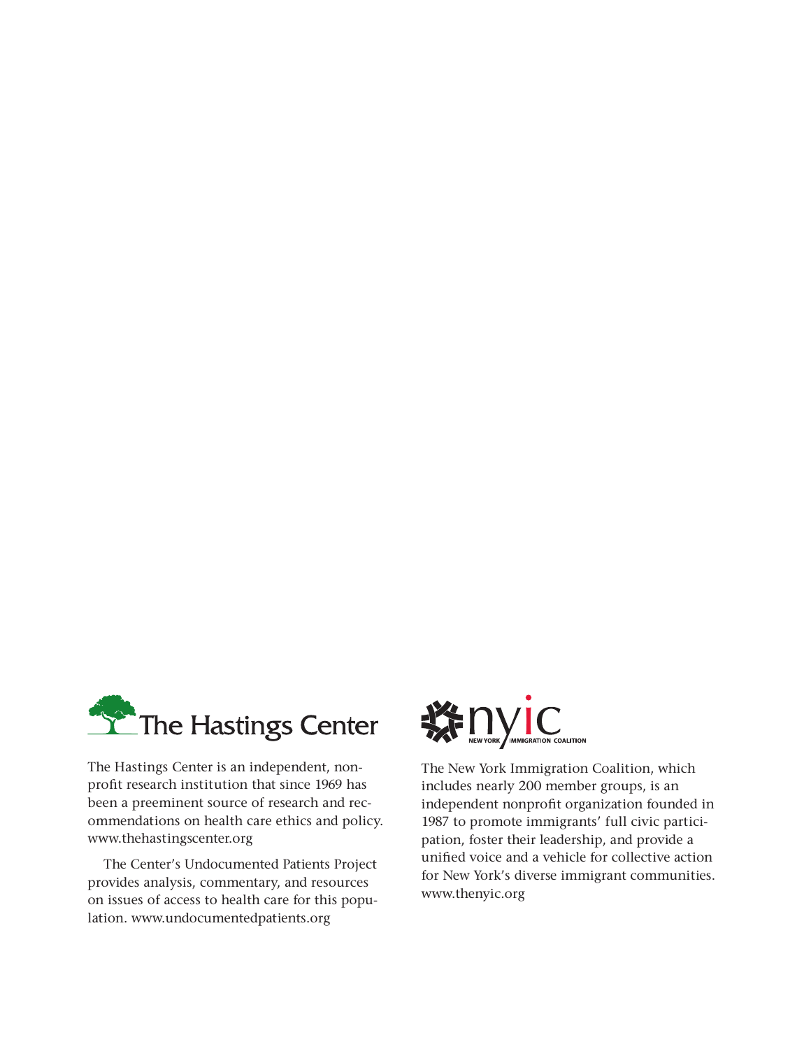The Hastings Center

The Hastings Center is an independent, nonprofit research institution that since 1969 has been a preeminent source of research and recommendations on health care ethics and policy. www.thehastingscenter.org

The Center's Undocumented Patients Project provides analysis, commentary, and resources on issues of access to health care for this population. www.undocumentedpatients.org

nyic NEW YORK IMMIGRATION COALITION

The New York Immigration Coalition, which includes nearly 200 member groups, is an independent nonprofit organization founded in 1987 to promote immigrants' full civic participation, foster their leadership, and provide a unified voice and a vehicle for collective action for New York's diverse immigrant communities. www.thenyic.org